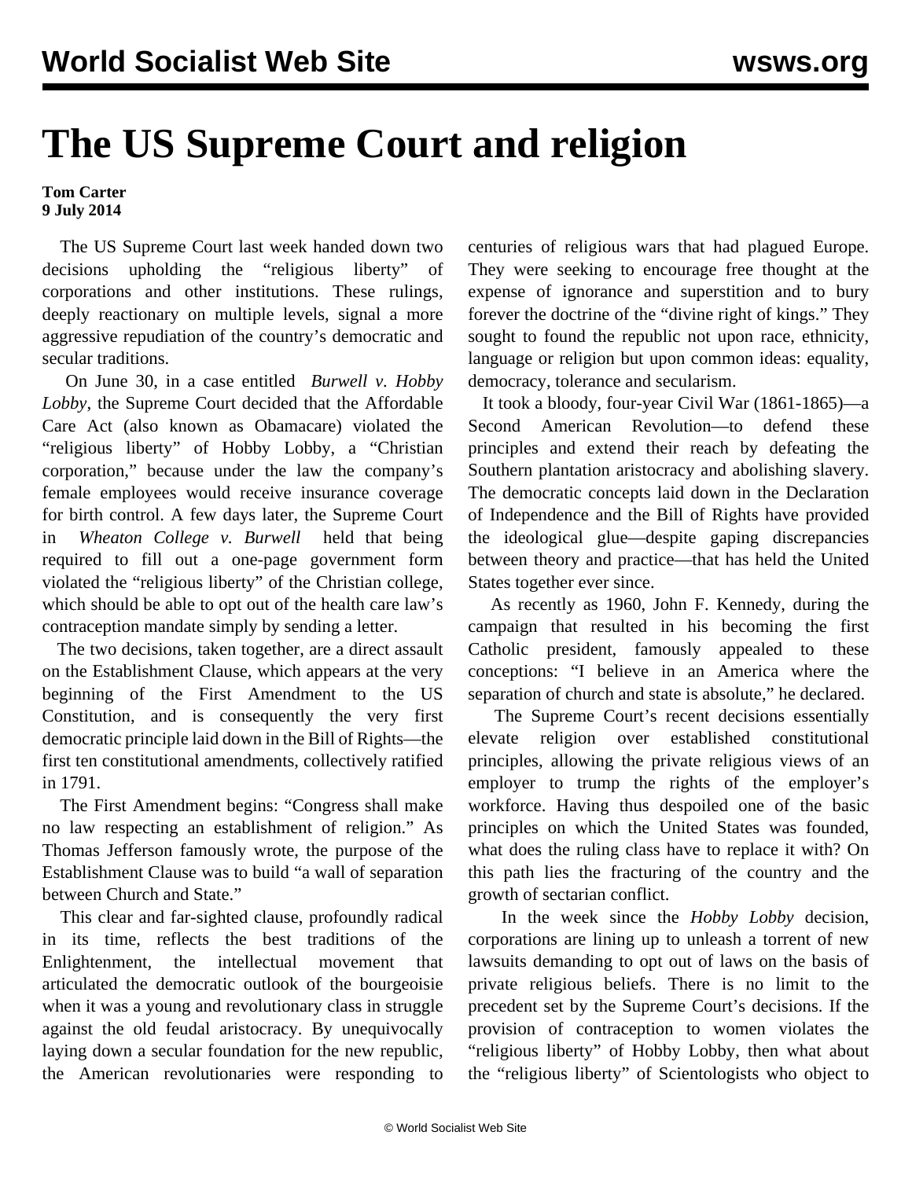# The US Supreme Court and religion

**Tom Carter**
**9 July 2014**

The US Supreme Court last week handed down two decisions upholding the "religious liberty" of corporations and other institutions. These rulings, deeply reactionary on multiple levels, signal a more aggressive repudiation of the country's democratic and secular traditions.

On June 30, in a case entitled *Burwell v. Hobby Lobby*, the Supreme Court decided that the Affordable Care Act (also known as Obamacare) violated the "religious liberty" of Hobby Lobby, a "Christian corporation," because under the law the company's female employees would receive insurance coverage for birth control. A few days later, the Supreme Court in *Wheaton College v. Burwell* held that being required to fill out a one-page government form violated the "religious liberty" of the Christian college, which should be able to opt out of the health care law's contraception mandate simply by sending a letter.

The two decisions, taken together, are a direct assault on the Establishment Clause, which appears at the very beginning of the First Amendment to the US Constitution, and is consequently the very first democratic principle laid down in the Bill of Rights—the first ten constitutional amendments, collectively ratified in 1791.

The First Amendment begins: "Congress shall make no law respecting an establishment of religion." As Thomas Jefferson famously wrote, the purpose of the Establishment Clause was to build "a wall of separation between Church and State."

This clear and far-sighted clause, profoundly radical in its time, reflects the best traditions of the Enlightenment, the intellectual movement that articulated the democratic outlook of the bourgeoisie when it was a young and revolutionary class in struggle against the old feudal aristocracy. By unequivocally laying down a secular foundation for the new republic, the American revolutionaries were responding to centuries of religious wars that had plagued Europe. They were seeking to encourage free thought at the expense of ignorance and superstition and to bury forever the doctrine of the "divine right of kings." They sought to found the republic not upon race, ethnicity, language or religion but upon common ideas: equality, democracy, tolerance and secularism.

It took a bloody, four-year Civil War (1861-1865)—a Second American Revolution—to defend these principles and extend their reach by defeating the Southern plantation aristocracy and abolishing slavery. The democratic concepts laid down in the Declaration of Independence and the Bill of Rights have provided the ideological glue—despite gaping discrepancies between theory and practice—that has held the United States together ever since.

As recently as 1960, John F. Kennedy, during the campaign that resulted in his becoming the first Catholic president, famously appealed to these conceptions: "I believe in an America where the separation of church and state is absolute," he declared.

The Supreme Court's recent decisions essentially elevate religion over established constitutional principles, allowing the private religious views of an employer to trump the rights of the employer's workforce. Having thus despoiled one of the basic principles on which the United States was founded, what does the ruling class have to replace it with? On this path lies the fracturing of the country and the growth of sectarian conflict.

In the week since the *Hobby Lobby* decision, corporations are lining up to unleash a torrent of new lawsuits demanding to opt out of laws on the basis of private religious beliefs. There is no limit to the precedent set by the Supreme Court's decisions. If the provision of contraception to women violates the "religious liberty" of Hobby Lobby, then what about the "religious liberty" of Scientologists who object to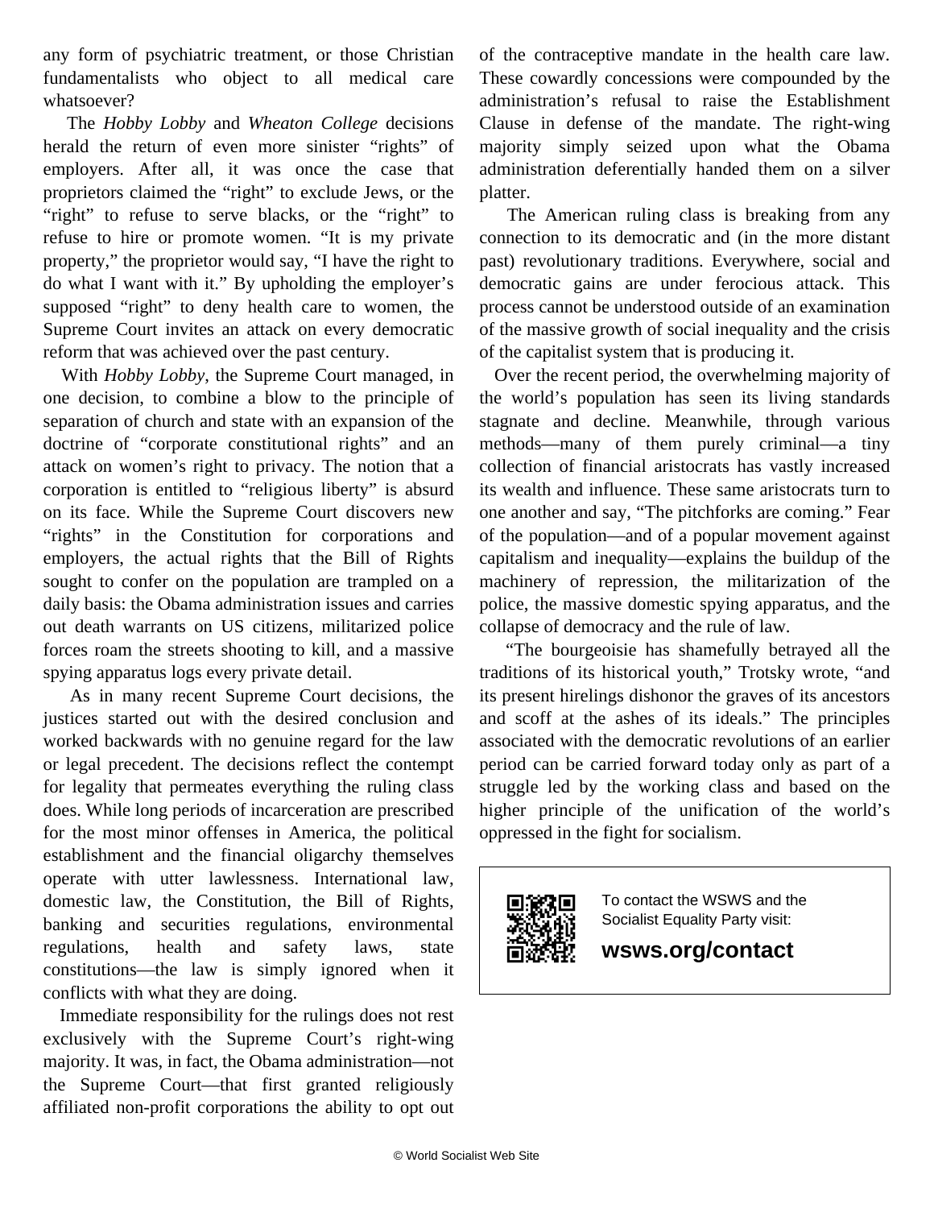any form of psychiatric treatment, or those Christian fundamentalists who object to all medical care whatsoever?

The *Hobby Lobby* and *Wheaton College* decisions herald the return of even more sinister "rights" of employers. After all, it was once the case that proprietors claimed the "right" to exclude Jews, or the "right" to refuse to serve blacks, or the "right" to refuse to hire or promote women. "It is my private property," the proprietor would say, "I have the right to do what I want with it." By upholding the employer's supposed "right" to deny health care to women, the Supreme Court invites an attack on every democratic reform that was achieved over the past century.

With *Hobby Lobby*, the Supreme Court managed, in one decision, to combine a blow to the principle of separation of church and state with an expansion of the doctrine of "corporate constitutional rights" and an attack on women's right to privacy. The notion that a corporation is entitled to "religious liberty" is absurd on its face. While the Supreme Court discovers new "rights" in the Constitution for corporations and employers, the actual rights that the Bill of Rights sought to confer on the population are trampled on a daily basis: the Obama administration issues and carries out death warrants on US citizens, militarized police forces roam the streets shooting to kill, and a massive spying apparatus logs every private detail.

As in many recent Supreme Court decisions, the justices started out with the desired conclusion and worked backwards with no genuine regard for the law or legal precedent. The decisions reflect the contempt for legality that permeates everything the ruling class does. While long periods of incarceration are prescribed for the most minor offenses in America, the political establishment and the financial oligarchy themselves operate with utter lawlessness. International law, domestic law, the Constitution, the Bill of Rights, banking and securities regulations, environmental regulations, health and safety laws, state constitutions—the law is simply ignored when it conflicts with what they are doing.

Immediate responsibility for the rulings does not rest exclusively with the Supreme Court's right-wing majority. It was, in fact, the Obama administration—not the Supreme Court—that first granted religiously affiliated non-profit corporations the ability to opt out of the contraceptive mandate in the health care law. These cowardly concessions were compounded by the administration's refusal to raise the Establishment Clause in defense of the mandate. The right-wing majority simply seized upon what the Obama administration deferentially handed them on a silver platter.

The American ruling class is breaking from any connection to its democratic and (in the more distant past) revolutionary traditions. Everywhere, social and democratic gains are under ferocious attack. This process cannot be understood outside of an examination of the massive growth of social inequality and the crisis of the capitalist system that is producing it.

Over the recent period, the overwhelming majority of the world's population has seen its living standards stagnate and decline. Meanwhile, through various methods—many of them purely criminal—a tiny collection of financial aristocrats has vastly increased its wealth and influence. These same aristocrats turn to one another and say, "The pitchforks are coming." Fear of the population—and of a popular movement against capitalism and inequality—explains the buildup of the machinery of repression, the militarization of the police, the massive domestic spying apparatus, and the collapse of democracy and the rule of law.

"The bourgeoisie has shamefully betrayed all the traditions of its historical youth," Trotsky wrote, "and its present hirelings dishonor the graves of its ancestors and scoff at the ashes of its ideals." The principles associated with the democratic revolutions of an earlier period can be carried forward today only as part of a struggle led by the working class and based on the higher principle of the unification of the world's oppressed in the fight for socialism.

To contact the WSWS and the Socialist Equality Party visit:

**wsws.org/contact**